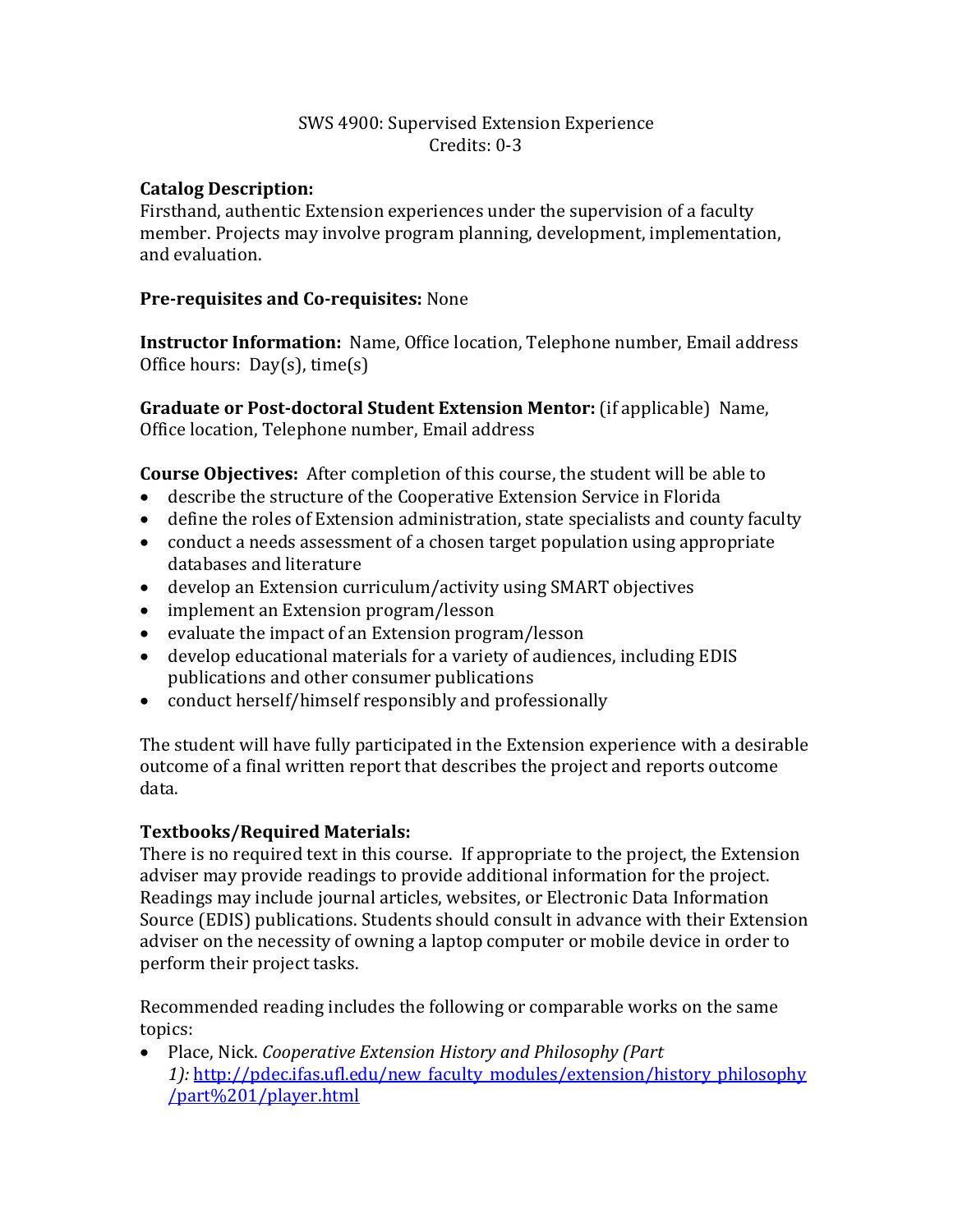SWS 4900: Supervised Extension Experience
Credits: 0-3

**Catalog Description:**
Firsthand, authentic Extension experiences under the supervision of a faculty member. Projects may involve program planning, development, implementation, and evaluation.

**Pre-requisites and Co-requisites:** None

**Instructor Information:** Name, Office location, Telephone number, Email address
Office hours: Day(s), time(s)

**Graduate or Post-doctoral Student Extension Mentor:** (if applicable) Name, Office location, Telephone number, Email address

**Course Objectives:** After completion of this course, the student will be able to

- describe the structure of the Cooperative Extension Service in Florida
- define the roles of Extension administration, state specialists and county faculty
- conduct a needs assessment of a chosen target population using appropriate databases and literature
- develop an Extension curriculum/activity using SMART objectives
- implement an Extension program/lesson
- evaluate the impact of an Extension program/lesson
- develop educational materials for a variety of audiences, including EDIS publications and other consumer publications
- conduct herself/himself responsibly and professionally

The student will have fully participated in the Extension experience with a desirable outcome of a final written report that describes the project and reports outcome data.

**Textbooks/Required Materials:**
There is no required text in this course. If appropriate to the project, the Extension adviser may provide readings to provide additional information for the project. Readings may include journal articles, websites, or Electronic Data Information Source (EDIS) publications. Students should consult in advance with their Extension adviser on the necessity of owning a laptop computer or mobile device in order to perform their project tasks.

Recommended reading includes the following or comparable works on the same topics:

- Place, Nick. *Cooperative Extension History and Philosophy (Part 1):* http://pdec.ifas.ufl.edu/new_faculty_modules/extension/history_philosophy/part%201/player.html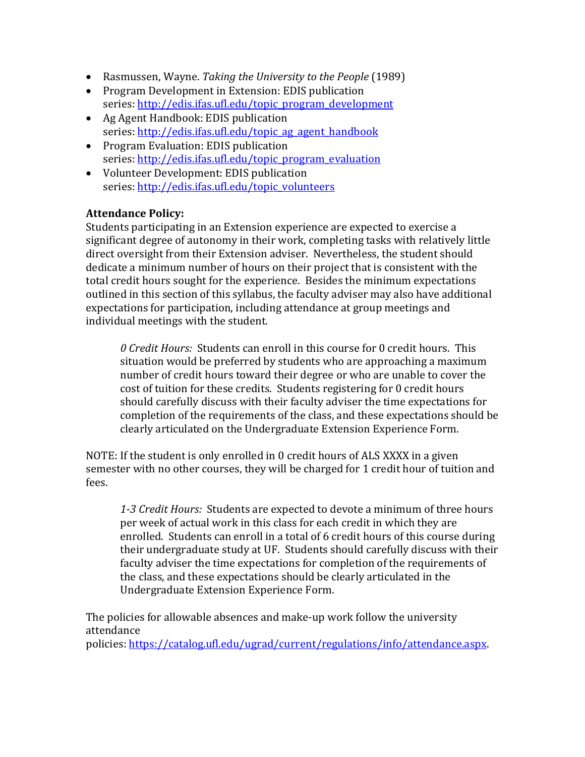- Rasmussen, Wayne. *Taking the University to the People* (1989)
- Program Development in Extension: EDIS publication series: [http://edis.ifas.ufl.edu/topic_program_development](http://edis.ifas.ufl.edu/topic_program_development)
- Ag Agent Handbook: EDIS publication series: [http://edis.ifas.ufl.edu/topic_ag_agent_handbook](http://edis.ifas.ufl.edu/topic_ag_agent_handbook)
- Program Evaluation: EDIS publication series: [http://edis.ifas.ufl.edu/topic_program_evaluation](http://edis.ifas.ufl.edu/topic_program_evaluation)
- Volunteer Development: EDIS publication series: [http://edis.ifas.ufl.edu/topic_volunteers](http://edis.ifas.ufl.edu/topic_volunteers)

**Attendance Policy:**
Students participating in an Extension experience are expected to exercise a significant degree of autonomy in their work, completing tasks with relatively little direct oversight from their Extension adviser. Nevertheless, the student should dedicate a minimum number of hours on their project that is consistent with the total credit hours sought for the experience. Besides the minimum expectations outlined in this section of this syllabus, the faculty adviser may also have additional expectations for participation, including attendance at group meetings and individual meetings with the student.

> *0 Credit Hours:* Students can enroll in this course for 0 credit hours. This situation would be preferred by students who are approaching a maximum number of credit hours toward their degree or who are unable to cover the cost of tuition for these credits. Students registering for 0 credit hours should carefully discuss with their faculty adviser the time expectations for completion of the requirements of the class, and these expectations should be clearly articulated on the Undergraduate Extension Experience Form.

NOTE: If the student is only enrolled in 0 credit hours of ALS XXXX in a given semester with no other courses, they will be charged for 1 credit hour of tuition and fees.

> *1-3 Credit Hours:* Students are expected to devote a minimum of three hours per week of actual work in this class for each credit in which they are enrolled. Students can enroll in a total of 6 credit hours of this course during their undergraduate study at UF. Students should carefully discuss with their faculty adviser the time expectations for completion of the requirements of the class, and these expectations should be clearly articulated in the Undergraduate Extension Experience Form.

The policies for allowable absences and make-up work follow the university attendance policies: [https://catalog.ufl.edu/ugrad/current/regulations/info/attendance.aspx](https://catalog.ufl.edu/ugrad/current/regulations/info/attendance.aspx).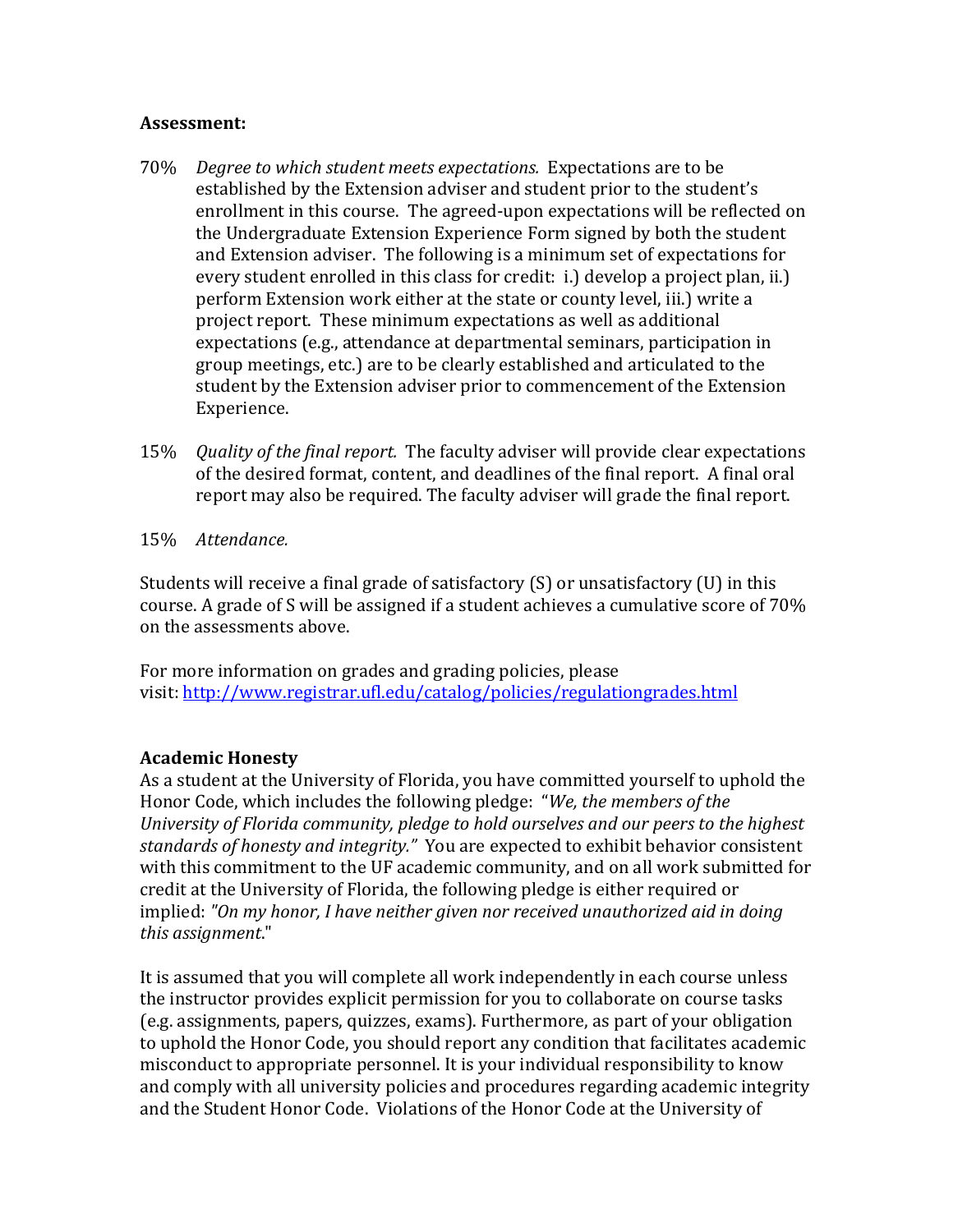**Assessment:**

70% *Degree to which student meets expectations.* Expectations are to be established by the Extension adviser and student prior to the student's enrollment in this course. The agreed-upon expectations will be reflected on the Undergraduate Extension Experience Form signed by both the student and Extension adviser. The following is a minimum set of expectations for every student enrolled in this class for credit: i.) develop a project plan, ii.) perform Extension work either at the state or county level, iii.) write a project report. These minimum expectations as well as additional expectations (e.g., attendance at departmental seminars, participation in group meetings, etc.) are to be clearly established and articulated to the student by the Extension adviser prior to commencement of the Extension Experience.

15% *Quality of the final report.* The faculty adviser will provide clear expectations of the desired format, content, and deadlines of the final report. A final oral report may also be required. The faculty adviser will grade the final report.

15% *Attendance.*

Students will receive a final grade of satisfactory (S) or unsatisfactory (U) in this course. A grade of S will be assigned if a student achieves a cumulative score of 70% on the assessments above.

For more information on grades and grading policies, please visit: [http://www.registrar.ufl.edu/catalog/policies/regulationgrades.html](http://www.registrar.ufl.edu/catalog/policies/regulationgrades.html)

**Academic Honesty**

As a student at the University of Florida, you have committed yourself to uphold the Honor Code, which includes the following pledge: "*We, the members of the University of Florida community, pledge to hold ourselves and our peers to the highest standards of honesty and integrity.*" You are expected to exhibit behavior consistent with this commitment to the UF academic community, and on all work submitted for credit at the University of Florida, the following pledge is either required or implied: *"On my honor, I have neither given nor received unauthorized aid in doing this assignment."*

It is assumed that you will complete all work independently in each course unless the instructor provides explicit permission for you to collaborate on course tasks (e.g. assignments, papers, quizzes, exams). Furthermore, as part of your obligation to uphold the Honor Code, you should report any condition that facilitates academic misconduct to appropriate personnel. It is your individual responsibility to know and comply with all university policies and procedures regarding academic integrity and the Student Honor Code. Violations of the Honor Code at the University of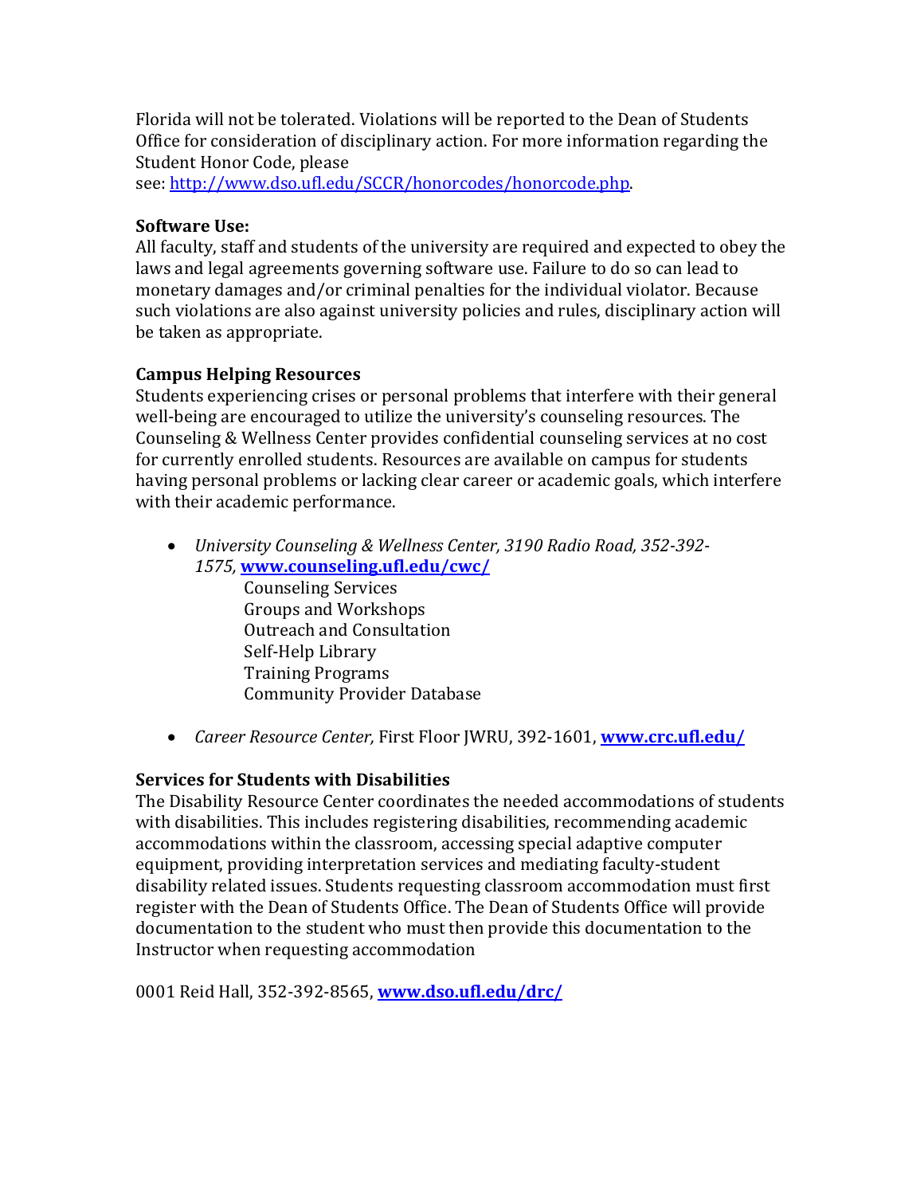Florida will not be tolerated. Violations will be reported to the Dean of Students Office for consideration of disciplinary action. For more information regarding the Student Honor Code, please see: [http://www.dso.ufl.edu/SCCR/honorcodes/honorcode.php](http://www.dso.ufl.edu/SCCR/honorcodes/honorcode.php).

**Software Use:**
All faculty, staff and students of the university are required and expected to obey the laws and legal agreements governing software use. Failure to do so can lead to monetary damages and/or criminal penalties for the individual violator. Because such violations are also against university policies and rules, disciplinary action will be taken as appropriate.

**Campus Helping Resources**
Students experiencing crises or personal problems that interfere with their general well-being are encouraged to utilize the university's counseling resources. The Counseling & Wellness Center provides confidential counseling services at no cost for currently enrolled students. Resources are available on campus for students having personal problems or lacking clear career or academic goals, which interfere with their academic performance.

- *University Counseling & Wellness Center, 3190 Radio Road, 352-392-1575,* **[www.counseling.ufl.edu/cwc/](http://www.counseling.ufl.edu/cwc/)**
  - Counseling Services
  - Groups and Workshops
  - Outreach and Consultation
  - Self-Help Library
  - Training Programs
  - Community Provider Database
- *Career Resource Center,* First Floor JWRU, 392-1601, **[www.crc.ufl.edu/](http://www.crc.ufl.edu/)**

**Services for Students with Disabilities**
The Disability Resource Center coordinates the needed accommodations of students with disabilities. This includes registering disabilities, recommending academic accommodations within the classroom, accessing special adaptive computer equipment, providing interpretation services and mediating faculty-student disability related issues. Students requesting classroom accommodation must first register with the Dean of Students Office. The Dean of Students Office will provide documentation to the student who must then provide this documentation to the Instructor when requesting accommodation

0001 Reid Hall, 352-392-8565, **[www.dso.ufl.edu/drc/](http://www.dso.ufl.edu/drc/)**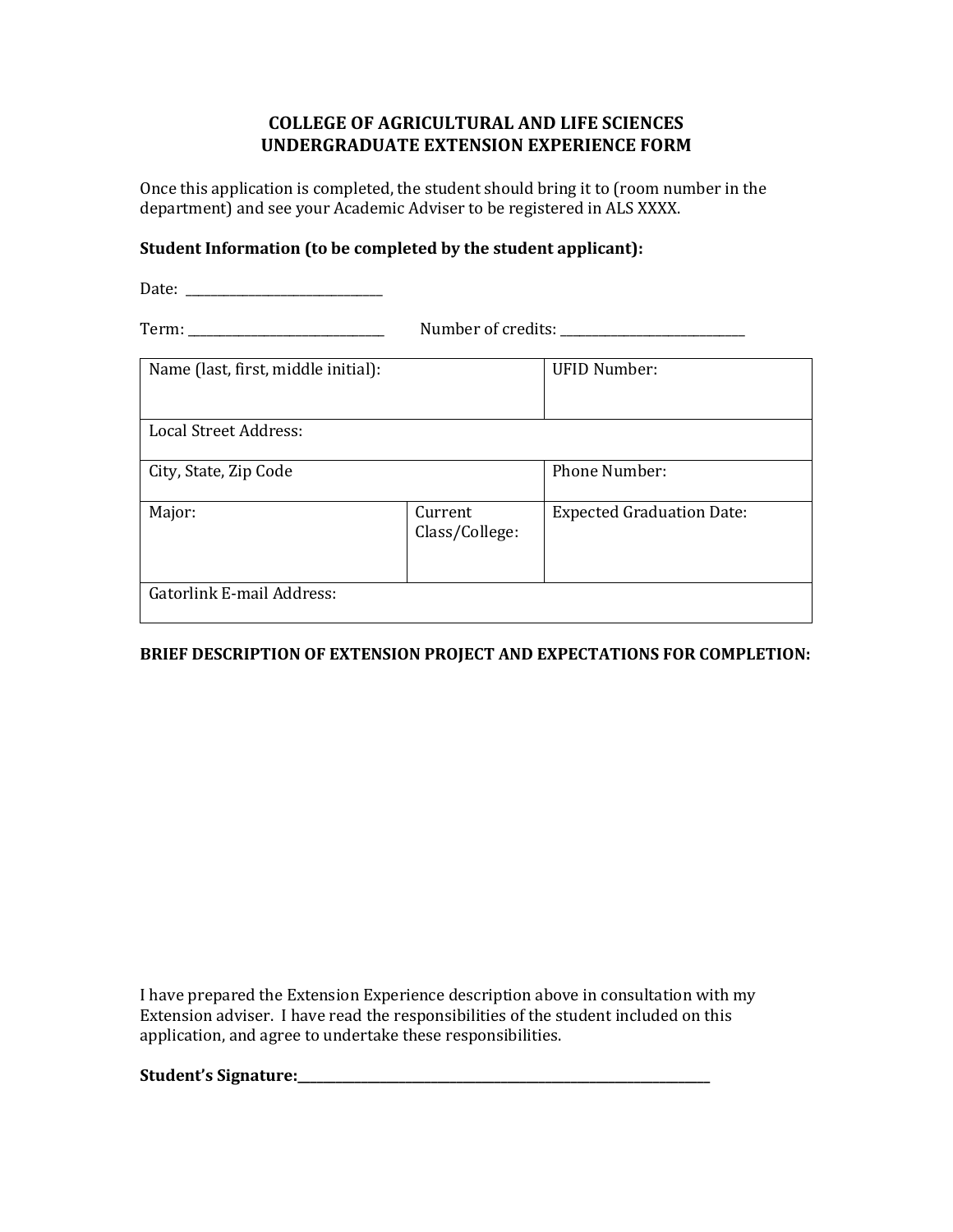# COLLEGE OF AGRICULTURAL AND LIFE SCIENCES
# UNDERGRADUATE EXTENSION EXPERIENCE FORM

Once this application is completed, the student should bring it to (room number in the department) and see your Academic Adviser to be registered in ALS XXXX.

**Student Information (to be completed by the student applicant):**

Date: ______________________________

Term: ______________________________ Number of credits: ____________________________

| Name (last, first, middle initial): | | UFID Number: |
|---|---|---|
| Local Street Address: | | |
| City, State, Zip Code | | Phone Number: |
| Major: | Current Class/College: | Expected Graduation Date: |
| Gatorlink E-mail Address: | | |

**BRIEF DESCRIPTION OF EXTENSION PROJECT AND EXPECTATIONS FOR COMPLETION:**

I have prepared the Extension Experience description above in consultation with my Extension adviser. I have read the responsibilities of the student included on this application, and agree to undertake these responsibilities.

**Student's Signature:**_________________________________________________________________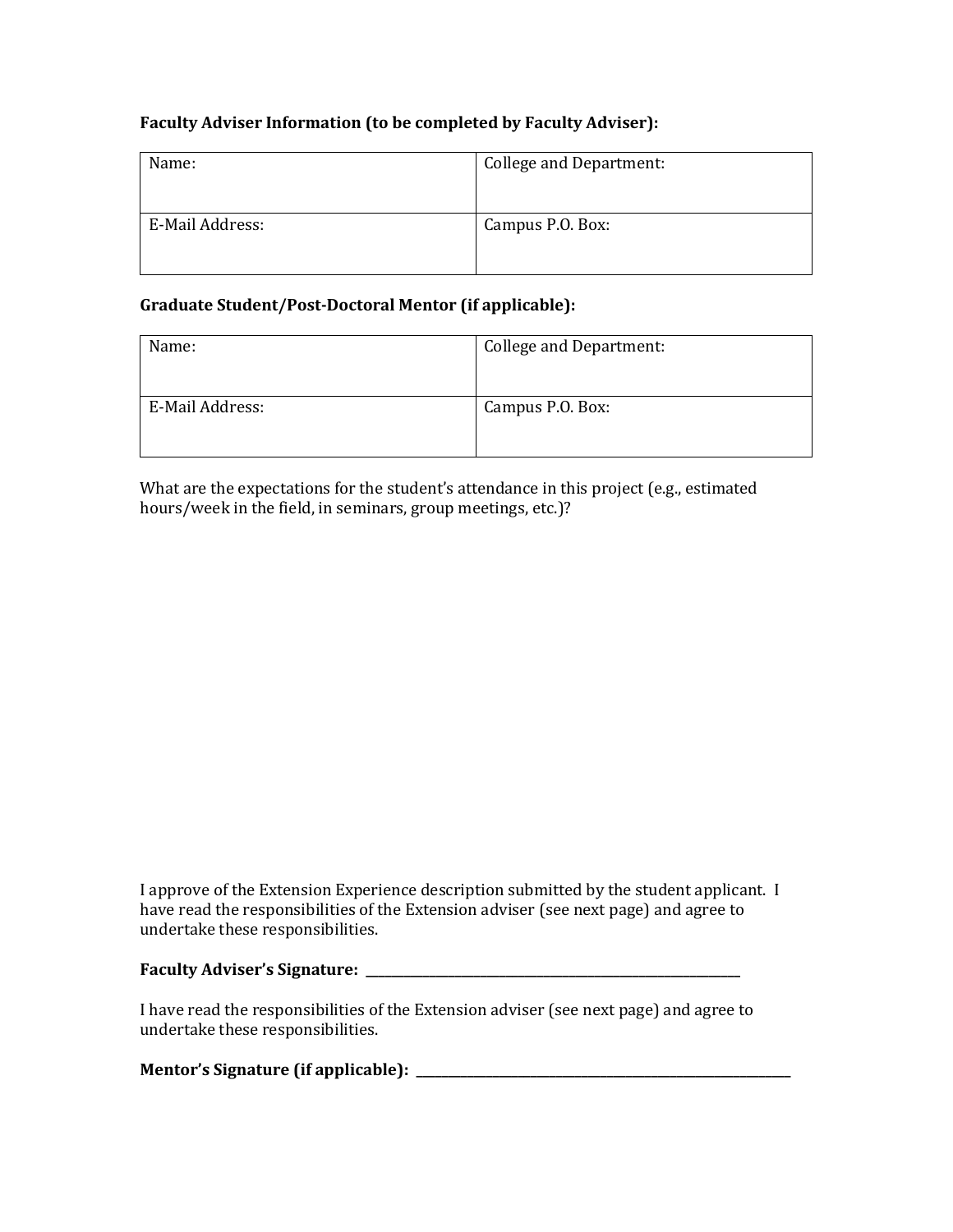**Faculty Adviser Information (to be completed by Faculty Adviser):**

| Name: | College and Department: |
| --- | --- |
| E-Mail Address: | Campus P.O. Box: |

**Graduate Student/Post-Doctoral Mentor (if applicable):**

| Name: | College and Department: |
| --- | --- |
| E-Mail Address: | Campus P.O. Box: |

What are the expectations for the student's attendance in this project (e.g., estimated hours/week in the field, in seminars, group meetings, etc.)?

I approve of the Extension Experience description submitted by the student applicant. I have read the responsibilities of the Extension adviser (see next page) and agree to undertake these responsibilities.

**Faculty Adviser's Signature: \_\_\_\_\_\_\_\_\_\_\_\_\_\_\_\_\_\_\_\_\_\_\_\_\_\_\_\_\_\_\_\_\_\_\_\_\_\_\_\_\_\_\_\_\_\_\_\_**

I have read the responsibilities of the Extension adviser (see next page) and agree to undertake these responsibilities.

**Mentor's Signature (if applicable): \_\_\_\_\_\_\_\_\_\_\_\_\_\_\_\_\_\_\_\_\_\_\_\_\_\_\_\_\_\_\_\_\_\_\_\_\_\_\_\_\_\_\_\_\_\_\_\_**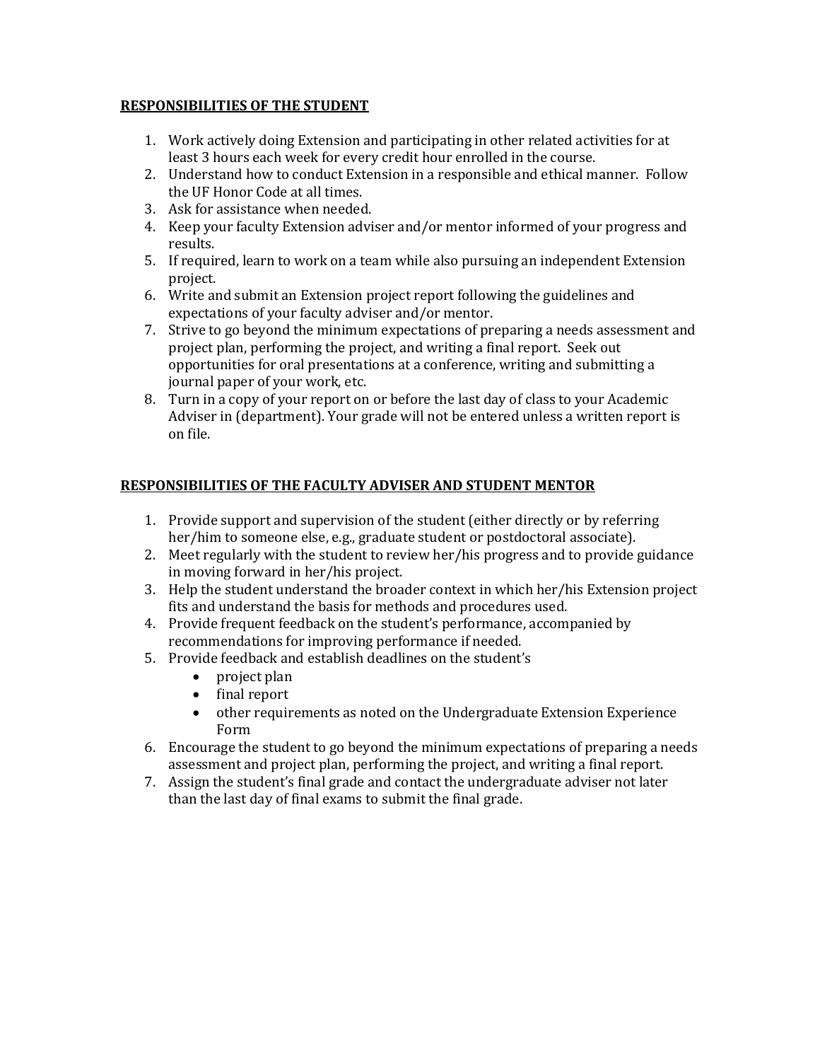**RESPONSIBILITIES OF THE STUDENT**

1. Work actively doing Extension and participating in other related activities for at least 3 hours each week for every credit hour enrolled in the course.
2. Understand how to conduct Extension in a responsible and ethical manner. Follow the UF Honor Code at all times.
3. Ask for assistance when needed.
4. Keep your faculty Extension adviser and/or mentor informed of your progress and results.
5. If required, learn to work on a team while also pursuing an independent Extension project.
6. Write and submit an Extension project report following the guidelines and expectations of your faculty adviser and/or mentor.
7. Strive to go beyond the minimum expectations of preparing a needs assessment and project plan, performing the project, and writing a final report. Seek out opportunities for oral presentations at a conference, writing and submitting a journal paper of your work, etc.
8. Turn in a copy of your report on or before the last day of class to your Academic Adviser in (department). Your grade will not be entered unless a written report is on file.

**RESPONSIBILITIES OF THE FACULTY ADVISER AND STUDENT MENTOR**

1. Provide support and supervision of the student (either directly or by referring her/him to someone else, e.g., graduate student or postdoctoral associate).
2. Meet regularly with the student to review her/his progress and to provide guidance in moving forward in her/his project.
3. Help the student understand the broader context in which her/his Extension project fits and understand the basis for methods and procedures used.
4. Provide frequent feedback on the student's performance, accompanied by recommendations for improving performance if needed.
5. Provide feedback and establish deadlines on the student's
   - project plan
   - final report
   - other requirements as noted on the Undergraduate Extension Experience Form
6. Encourage the student to go beyond the minimum expectations of preparing a needs assessment and project plan, performing the project, and writing a final report.
7. Assign the student's final grade and contact the undergraduate adviser not later than the last day of final exams to submit the final grade.